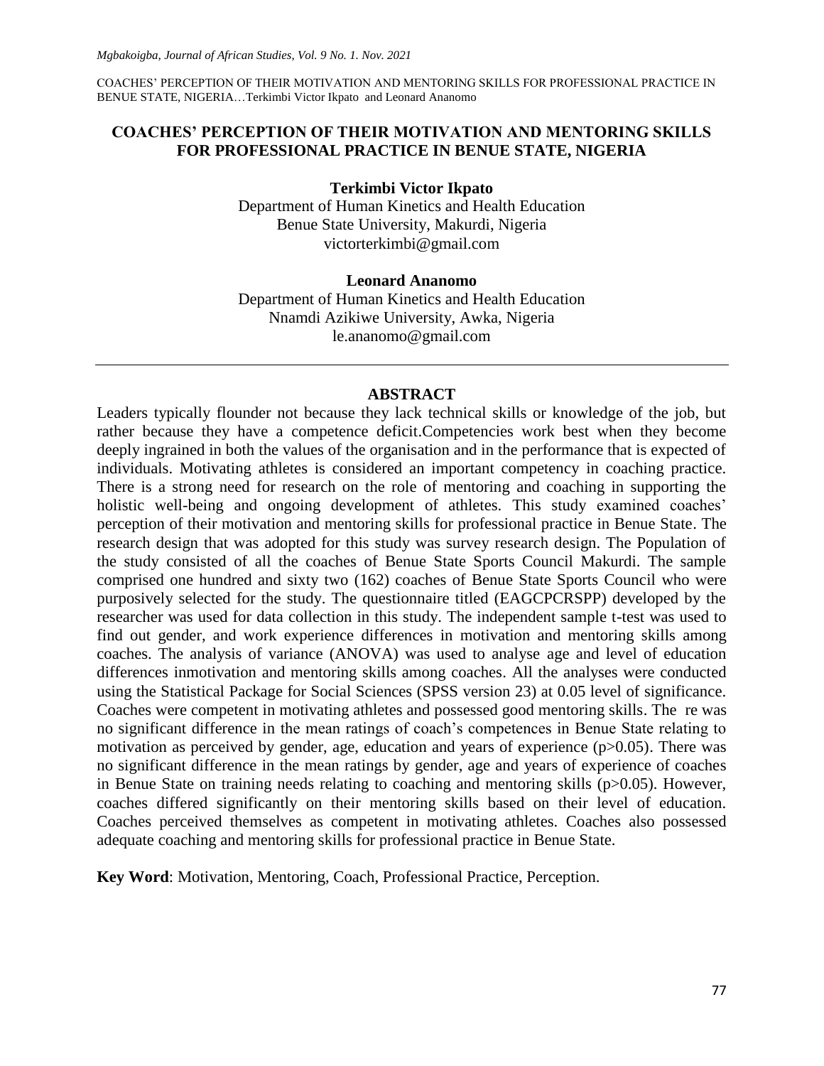# COACHES' PERCEPTION OF THEIR MOTIVATION AND MENTORING SKILLS FOR PROFESSIONAL PRACTICE IN BENUE STATE, NIGERIA

**Terkimbi Victor Ikpato**
Department of Human Kinetics and Health Education
Benue State University, Makurdi, Nigeria
victorterkimbi@gmail.com

**Leonard Ananomo**
Department of Human Kinetics and Health Education
Nnamdi Azikiwe University, Awka, Nigeria
le.ananomo@gmail.com

## ABSTRACT

Leaders typically flounder not because they lack technical skills or knowledge of the job, but rather because they have a competence deficit.Competencies work best when they become deeply ingrained in both the values of the organisation and in the performance that is expected of individuals. Motivating athletes is considered an important competency in coaching practice. There is a strong need for research on the role of mentoring and coaching in supporting the holistic well-being and ongoing development of athletes. This study examined coaches' perception of their motivation and mentoring skills for professional practice in Benue State. The research design that was adopted for this study was survey research design. The Population of the study consisted of all the coaches of Benue State Sports Council Makurdi. The sample comprised one hundred and sixty two (162) coaches of Benue State Sports Council who were purposively selected for the study. The questionnaire titled (EAGCPCRSPP) developed by the researcher was used for data collection in this study. The independent sample t-test was used to find out gender, and work experience differences in motivation and mentoring skills among coaches. The analysis of variance (ANOVA) was used to analyse age and level of education differences inmotivation and mentoring skills among coaches. All the analyses were conducted using the Statistical Package for Social Sciences (SPSS version 23) at 0.05 level of significance. Coaches were competent in motivating athletes and possessed good mentoring skills. The re was no significant difference in the mean ratings of coach's competences in Benue State relating to motivation as perceived by gender, age, education and years of experience ($p>0.05$). There was no significant difference in the mean ratings by gender, age and years of experience of coaches in Benue State on training needs relating to coaching and mentoring skills ($p>0.05$). However, coaches differed significantly on their mentoring skills based on their level of education. Coaches perceived themselves as competent in motivating athletes. Coaches also possessed adequate coaching and mentoring skills for professional practice in Benue State.

**Key Word**: Motivation, Mentoring, Coach, Professional Practice, Perception.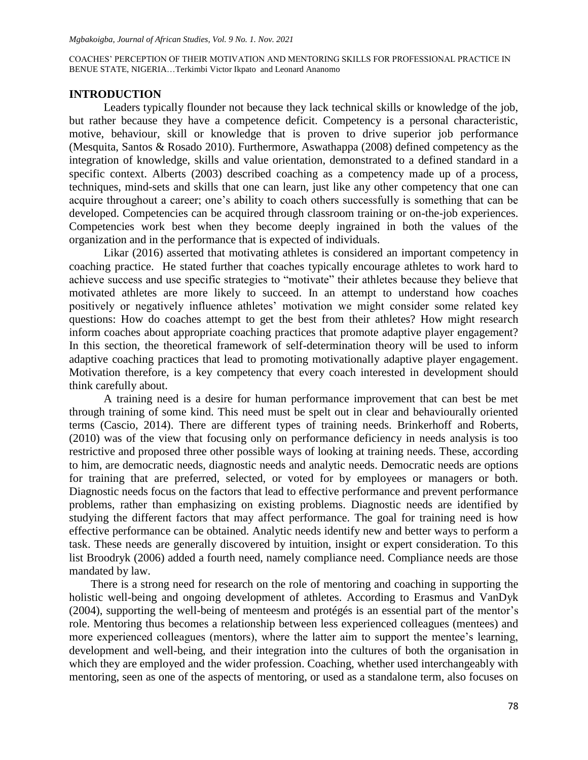## INTRODUCTION

Leaders typically flounder not because they lack technical skills or knowledge of the job, but rather because they have a competence deficit. Competency is a personal characteristic, motive, behaviour, skill or knowledge that is proven to drive superior job performance (Mesquita, Santos & Rosado 2010). Furthermore, Aswathappa (2008) defined competency as the integration of knowledge, skills and value orientation, demonstrated to a defined standard in a specific context. Alberts (2003) described coaching as a competency made up of a process, techniques, mind-sets and skills that one can learn, just like any other competency that one can acquire throughout a career; one's ability to coach others successfully is something that can be developed. Competencies can be acquired through classroom training or on-the-job experiences. Competencies work best when they become deeply ingrained in both the values of the organization and in the performance that is expected of individuals.

Likar (2016) asserted that motivating athletes is considered an important competency in coaching practice. He stated further that coaches typically encourage athletes to work hard to achieve success and use specific strategies to "motivate" their athletes because they believe that motivated athletes are more likely to succeed. In an attempt to understand how coaches positively or negatively influence athletes' motivation we might consider some related key questions: How do coaches attempt to get the best from their athletes? How might research inform coaches about appropriate coaching practices that promote adaptive player engagement? In this section, the theoretical framework of self-determination theory will be used to inform adaptive coaching practices that lead to promoting motivationally adaptive player engagement. Motivation therefore, is a key competency that every coach interested in development should think carefully about.

A training need is a desire for human performance improvement that can best be met through training of some kind. This need must be spelt out in clear and behaviourally oriented terms (Cascio, 2014). There are different types of training needs. Brinkerhoff and Roberts, (2010) was of the view that focusing only on performance deficiency in needs analysis is too restrictive and proposed three other possible ways of looking at training needs. These, according to him, are democratic needs, diagnostic needs and analytic needs. Democratic needs are options for training that are preferred, selected, or voted for by employees or managers or both. Diagnostic needs focus on the factors that lead to effective performance and prevent performance problems, rather than emphasizing on existing problems. Diagnostic needs are identified by studying the different factors that may affect performance. The goal for training need is how effective performance can be obtained. Analytic needs identify new and better ways to perform a task. These needs are generally discovered by intuition, insight or expert consideration. To this list Broodryk (2006) added a fourth need, namely compliance need. Compliance needs are those mandated by law.

There is a strong need for research on the role of mentoring and coaching in supporting the holistic well-being and ongoing development of athletes. According to Erasmus and VanDyk (2004), supporting the well-being of menteesm and protégés is an essential part of the mentor's role. Mentoring thus becomes a relationship between less experienced colleagues (mentees) and more experienced colleagues (mentors), where the latter aim to support the mentee's learning, development and well-being, and their integration into the cultures of both the organisation in which they are employed and the wider profession. Coaching, whether used interchangeably with mentoring, seen as one of the aspects of mentoring, or used as a standalone term, also focuses on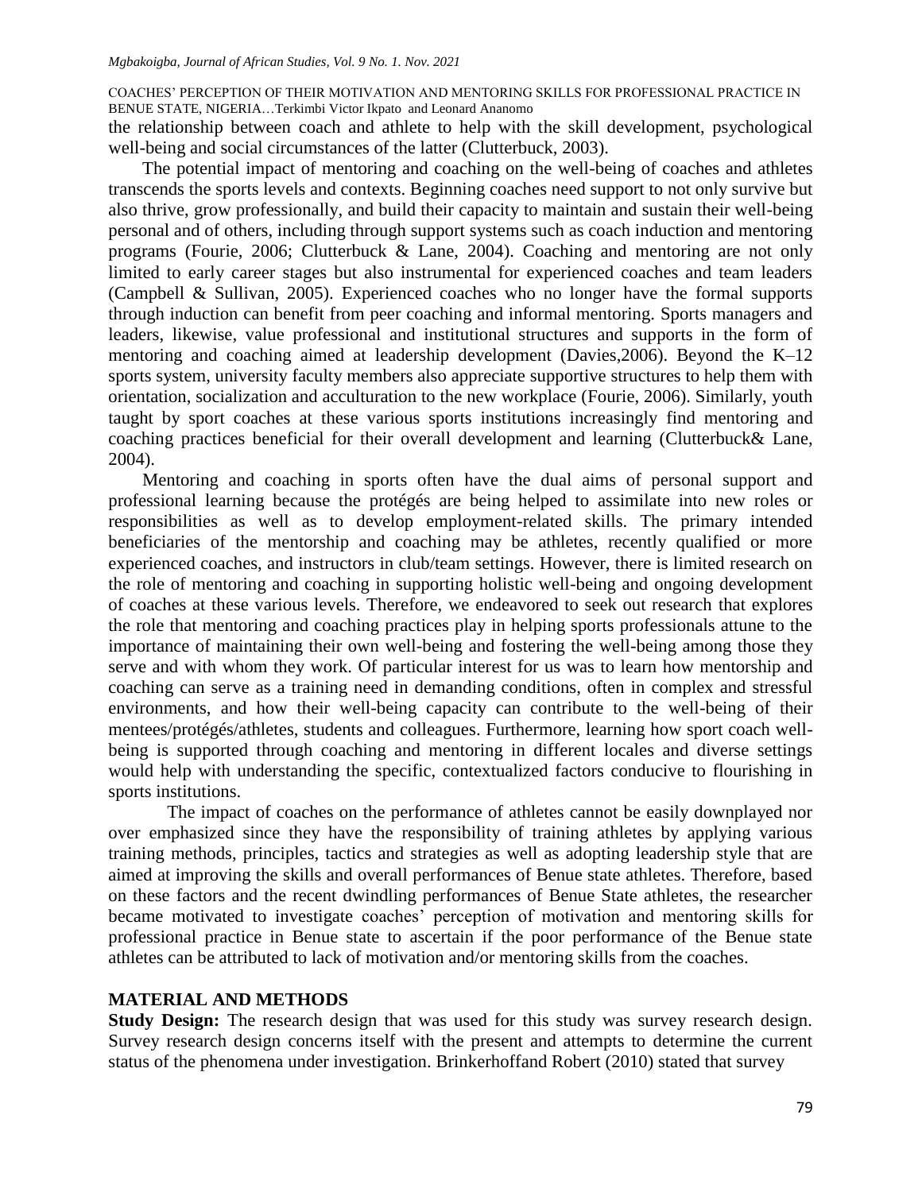the relationship between coach and athlete to help with the skill development, psychological well-being and social circumstances of the latter (Clutterbuck, 2003).

The potential impact of mentoring and coaching on the well-being of coaches and athletes transcends the sports levels and contexts. Beginning coaches need support to not only survive but also thrive, grow professionally, and build their capacity to maintain and sustain their well-being personal and of others, including through support systems such as coach induction and mentoring programs (Fourie, 2006; Clutterbuck & Lane, 2004). Coaching and mentoring are not only limited to early career stages but also instrumental for experienced coaches and team leaders (Campbell & Sullivan, 2005). Experienced coaches who no longer have the formal supports through induction can benefit from peer coaching and informal mentoring. Sports managers and leaders, likewise, value professional and institutional structures and supports in the form of mentoring and coaching aimed at leadership development (Davies,2006). Beyond the K–12 sports system, university faculty members also appreciate supportive structures to help them with orientation, socialization and acculturation to the new workplace (Fourie, 2006). Similarly, youth taught by sport coaches at these various sports institutions increasingly find mentoring and coaching practices beneficial for their overall development and learning (Clutterbuck& Lane, 2004).

Mentoring and coaching in sports often have the dual aims of personal support and professional learning because the protégés are being helped to assimilate into new roles or responsibilities as well as to develop employment-related skills. The primary intended beneficiaries of the mentorship and coaching may be athletes, recently qualified or more experienced coaches, and instructors in club/team settings. However, there is limited research on the role of mentoring and coaching in supporting holistic well-being and ongoing development of coaches at these various levels. Therefore, we endeavored to seek out research that explores the role that mentoring and coaching practices play in helping sports professionals attune to the importance of maintaining their own well-being and fostering the well-being among those they serve and with whom they work. Of particular interest for us was to learn how mentorship and coaching can serve as a training need in demanding conditions, often in complex and stressful environments, and how their well-being capacity can contribute to the well-being of their mentees/protégés/athletes, students and colleagues. Furthermore, learning how sport coach well-being is supported through coaching and mentoring in different locales and diverse settings would help with understanding the specific, contextualized factors conducive to flourishing in sports institutions.

The impact of coaches on the performance of athletes cannot be easily downplayed nor over emphasized since they have the responsibility of training athletes by applying various training methods, principles, tactics and strategies as well as adopting leadership style that are aimed at improving the skills and overall performances of Benue state athletes. Therefore, based on these factors and the recent dwindling performances of Benue State athletes, the researcher became motivated to investigate coaches' perception of motivation and mentoring skills for professional practice in Benue state to ascertain if the poor performance of the Benue state athletes can be attributed to lack of motivation and/or mentoring skills from the coaches.

## MATERIAL AND METHODS

**Study Design:** The research design that was used for this study was survey research design. Survey research design concerns itself with the present and attempts to determine the current status of the phenomena under investigation. Brinkerhoffand Robert (2010) stated that survey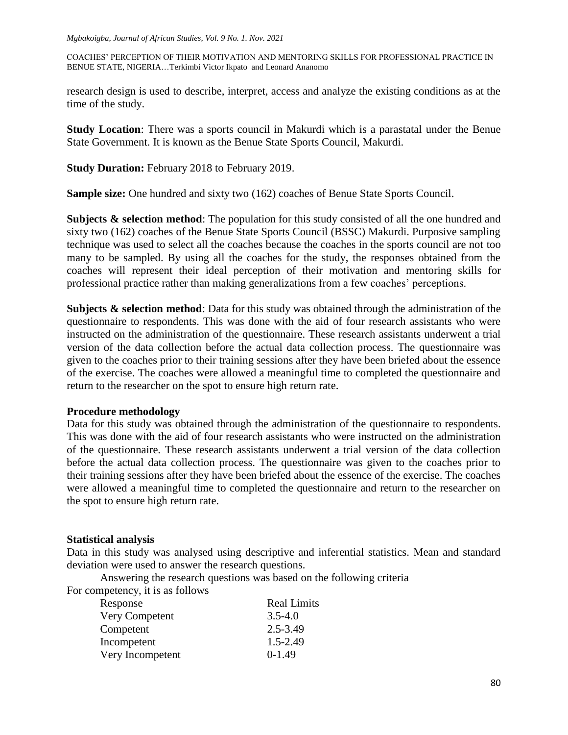research design is used to describe, interpret, access and analyze the existing conditions as at the time of the study.

**Study Location**: There was a sports council in Makurdi which is a parastatal under the Benue State Government. It is known as the Benue State Sports Council, Makurdi.

**Study Duration:** February 2018 to February 2019.

**Sample size:** One hundred and sixty two (162) coaches of Benue State Sports Council.

**Subjects & selection method**: The population for this study consisted of all the one hundred and sixty two (162) coaches of the Benue State Sports Council (BSSC) Makurdi. Purposive sampling technique was used to select all the coaches because the coaches in the sports council are not too many to be sampled. By using all the coaches for the study, the responses obtained from the coaches will represent their ideal perception of their motivation and mentoring skills for professional practice rather than making generalizations from a few coaches' perceptions.

**Subjects & selection method**: Data for this study was obtained through the administration of the questionnaire to respondents. This was done with the aid of four research assistants who were instructed on the administration of the questionnaire. These research assistants underwent a trial version of the data collection before the actual data collection process. The questionnaire was given to the coaches prior to their training sessions after they have been briefed about the essence of the exercise. The coaches were allowed a meaningful time to completed the questionnaire and return to the researcher on the spot to ensure high return rate.

**Procedure methodology**

Data for this study was obtained through the administration of the questionnaire to respondents. This was done with the aid of four research assistants who were instructed on the administration of the questionnaire. These research assistants underwent a trial version of the data collection before the actual data collection process. The questionnaire was given to the coaches prior to their training sessions after they have been briefed about the essence of the exercise. The coaches were allowed a meaningful time to completed the questionnaire and return to the researcher on the spot to ensure high return rate.

**Statistical analysis**

Data in this study was analysed using descriptive and inferential statistics. Mean and standard deviation were used to answer the research questions.

Answering the research questions was based on the following criteria

For competency, it is as follows

| Response | Real Limits |
|---|---|
| Very Competent | 3.5-4.0 |
| Competent | 2.5-3.49 |
| Incompetent | 1.5-2.49 |
| Very Incompetent | 0-1.49 |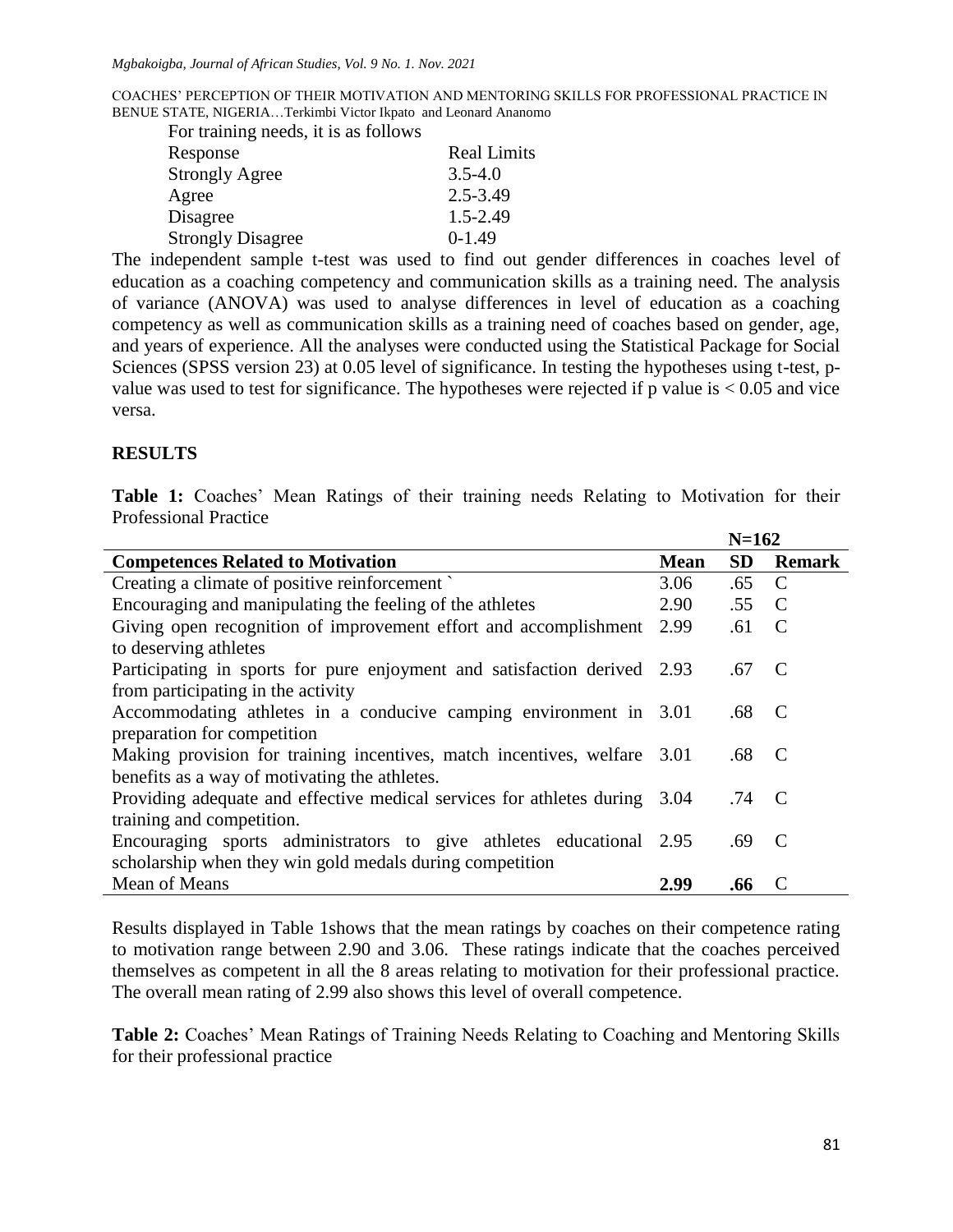For training needs, it is as follows

| Response | Real Limits |
|---|---|
| Strongly Agree | 3.5-4.0 |
| Agree | 2.5-3.49 |
| Disagree | 1.5-2.49 |
| Strongly Disagree | 0-1.49 |

The independent sample t-test was used to find out gender differences in coaches level of education as a coaching competency and communication skills as a training need. The analysis of variance (ANOVA) was used to analyse differences in level of education as a coaching competency as well as communication skills as a training need of coaches based on gender, age, and years of experience. All the analyses were conducted using the Statistical Package for Social Sciences (SPSS version 23) at 0.05 level of significance. In testing the hypotheses using t-test, p-value was used to test for significance. The hypotheses were rejected if p value is < 0.05 and vice versa.

## RESULTS

**Table 1:** Coaches' Mean Ratings of their training needs Relating to Motivation for their Professional Practice

| | N=162 | | |
|---|---|---|---|
| **Competences Related to Motivation** | **Mean** | **SD** | **Remark** |
| Creating a climate of positive reinforcement ` | 3.06 | .65 | C |
| Encouraging and manipulating the feeling of the athletes | 2.90 | .55 | C |
| Giving open recognition of improvement effort and accomplishment to deserving athletes | 2.99 | .61 | C |
| Participating in sports for pure enjoyment and satisfaction derived from participating in the activity | 2.93 | .67 | C |
| Accommodating athletes in a conducive camping environment in preparation for competition | 3.01 | .68 | C |
| Making provision for training incentives, match incentives, welfare benefits as a way of motivating the athletes. | 3.01 | .68 | C |
| Providing adequate and effective medical services for athletes during training and competition. | 3.04 | .74 | C |
| Encouraging sports administrators to give athletes educational scholarship when they win gold medals during competition | 2.95 | .69 | C |
| Mean of Means | **2.99** | **.66** | C |

Results displayed in Table 1shows that the mean ratings by coaches on their competence rating to motivation range between 2.90 and 3.06. These ratings indicate that the coaches perceived themselves as competent in all the 8 areas relating to motivation for their professional practice. The overall mean rating of 2.99 also shows this level of overall competence.

**Table 2:** Coaches' Mean Ratings of Training Needs Relating to Coaching and Mentoring Skills for their professional practice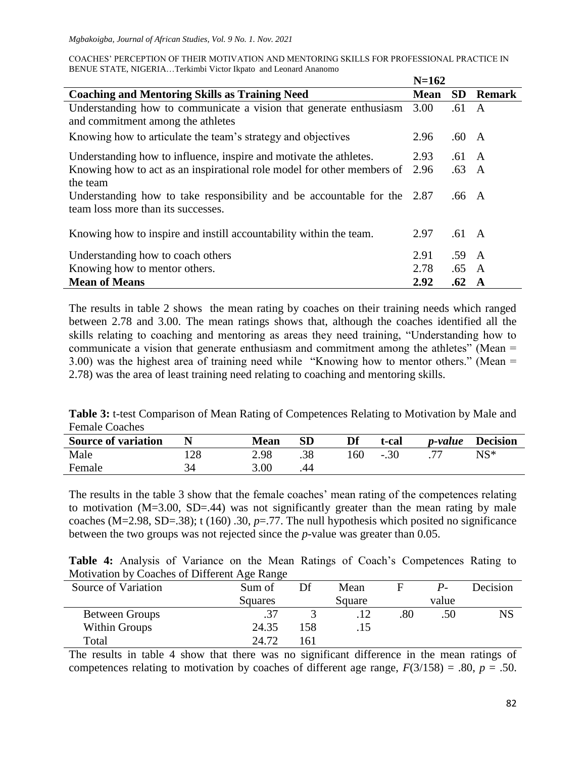| | N=162 | | |
|---|---|---|---|
| **Coaching and Mentoring Skills as Training Need** | **Mean** | **SD** | **Remark** |
| Understanding how to communicate a vision that generate enthusiasm and commitment among the athletes | 3.00 | .61 | A |
| Knowing how to articulate the team's strategy and objectives | 2.96 | .60 | A |
| Understanding how to influence, inspire and motivate the athletes. | 2.93 | .61 | A |
| Knowing how to act as an inspirational role model for other members of the team | 2.96 | .63 | A |
| Understanding how to take responsibility and be accountable for the team loss more than its successes. | 2.87 | .66 | A |
| Knowing how to inspire and instill accountability within the team. | 2.97 | .61 | A |
| Understanding how to coach others | 2.91 | .59 | A |
| Knowing how to mentor others. | 2.78 | .65 | A |
| **Mean of Means** | **2.92** | **.62** | **A** |

The results in table 2 shows the mean rating by coaches on their training needs which ranged between 2.78 and 3.00. The mean ratings shows that, although the coaches identified all the skills relating to coaching and mentoring as areas they need training, "Understanding how to communicate a vision that generate enthusiasm and commitment among the athletes" (Mean = 3.00) was the highest area of training need while "Knowing how to mentor others." (Mean = 2.78) was the area of least training need relating to coaching and mentoring skills.

**Table 3:** t-test Comparison of Mean Rating of Competences Relating to Motivation by Male and Female Coaches

| Source of variation | N | Mean | SD | Df | t-cal | *p-value* | Decision |
|---|---|---|---|---|---|---|---|
| Male | 128 | 2.98 | .38 | 160 | -.30 | .77 | NS* |
| Female | 34 | 3.00 | .44 | | | | |

The results in the table 3 show that the female coaches' mean rating of the competences relating to motivation (M=3.00, SD=.44) was not significantly greater than the mean rating by male coaches (M=2.98, SD=.38); t (160) .30, $p$=.77. The null hypothesis which posited no significance between the two groups was not rejected since the $p$-value was greater than 0.05.

**Table 4:** Analysis of Variance on the Mean Ratings of Coach's Competences Rating to Motivation by Coaches of Different Age Range

| Source of Variation | Sum of Squares | Df | Mean Square | F | *P*-value | Decision |
|---|---|---|---|---|---|---|
| Between Groups | .37 | 3 | .12 | .80 | .50 | NS |
| Within Groups | 24.35 | 158 | .15 | | | |
| Total | 24.72 | 161 | | | | |

The results in table 4 show that there was no significant difference in the mean ratings of competences relating to motivation by coaches of different age range, $F(3/158) = .80$, $p = .50$.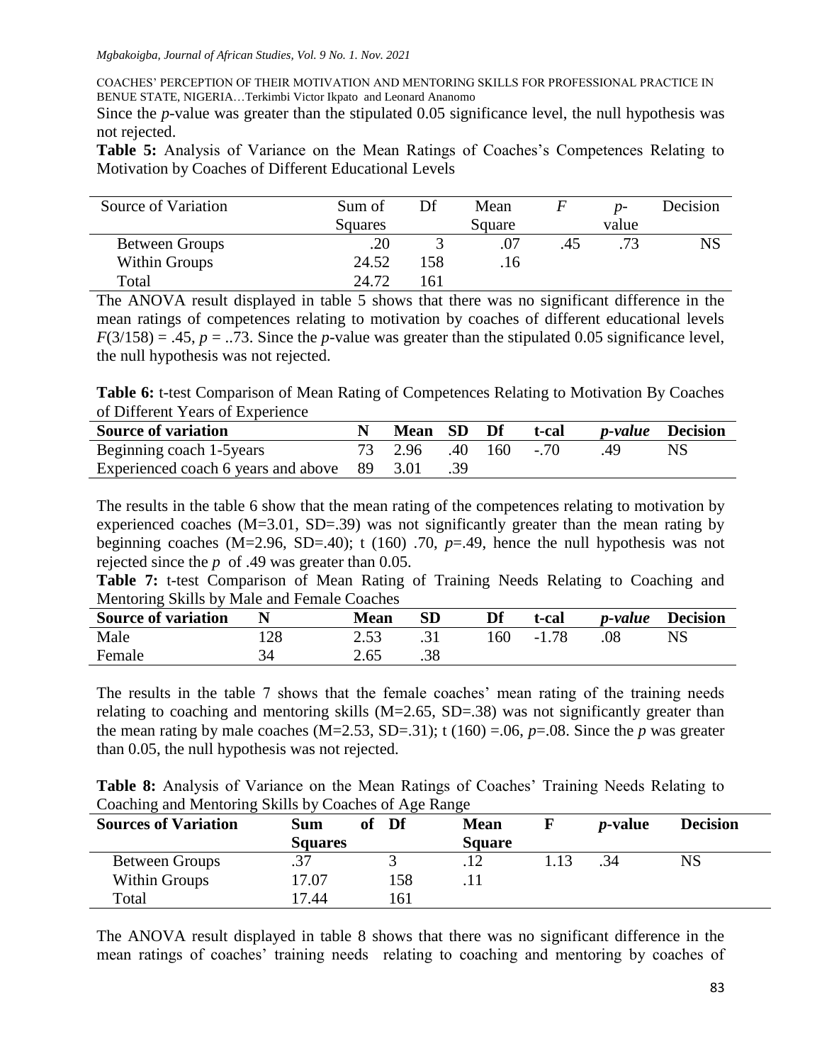Since the *p*-value was greater than the stipulated 0.05 significance level, the null hypothesis was not rejected.

**Table 5:** Analysis of Variance on the Mean Ratings of Coaches's Competences Relating to Motivation by Coaches of Different Educational Levels

| Source of Variation | Sum of Squares | Df | Mean Square | *F* | *p*-value | Decision |
|---|---|---|---|---|---|---|
| Between Groups | .20 | 3 | .07 | .45 | .73 | NS |
| Within Groups | 24.52 | 158 | .16 | | | |
| Total | 24.72 | 161 | | | | |

The ANOVA result displayed in table 5 shows that there was no significant difference in the mean ratings of competences relating to motivation by coaches of different educational levels $F(3/158) = .45$, $p = ..73$. Since the *p*-value was greater than the stipulated 0.05 significance level, the null hypothesis was not rejected.

**Table 6:** t-test Comparison of Mean Rating of Competences Relating to Motivation By Coaches of Different Years of Experience

| Source of variation | N | Mean | SD | Df | t-cal | *p-value* | Decision |
|---|---|---|---|---|---|---|---|
| Beginning coach 1-5years | 73 | 2.96 | .40 | 160 | -.70 | .49 | NS |
| Experienced coach 6 years and above | 89 | 3.01 | .39 | | | | |

The results in the table 6 show that the mean rating of the competences relating to motivation by experienced coaches (M=3.01, SD=.39) was not significantly greater than the mean rating by beginning coaches (M=2.96, SD=.40); t (160) .70, *p*=.49, hence the null hypothesis was not rejected since the *p* of .49 was greater than 0.05.

**Table 7:** t-test Comparison of Mean Rating of Training Needs Relating to Coaching and Mentoring Skills by Male and Female Coaches

| Source of variation | N | Mean | SD | Df | t-cal | *p-value* | Decision |
|---|---|---|---|---|---|---|---|
| Male | 128 | 2.53 | .31 | 160 | -1.78 | .08 | NS |
| Female | 34 | 2.65 | .38 | | | | |

The results in the table 7 shows that the female coaches' mean rating of the training needs relating to coaching and mentoring skills (M=2.65, SD=.38) was not significantly greater than the mean rating by male coaches (M=2.53, SD=.31); t (160) =.06, *p*=.08. Since the *p* was greater than 0.05, the null hypothesis was not rejected.

**Table 8:** Analysis of Variance on the Mean Ratings of Coaches' Training Needs Relating to Coaching and Mentoring Skills by Coaches of Age Range

| Sources of Variation | Sum of Squares | Df | Mean Square | F | *p*-value | Decision |
|---|---|---|---|---|---|---|
| Between Groups | .37 | 3 | .12 | 1.13 | .34 | NS |
| Within Groups | 17.07 | 158 | .11 | | | |
| Total | 17.44 | 161 | | | | |

The ANOVA result displayed in table 8 shows that there was no significant difference in the mean ratings of coaches' training needs relating to coaching and mentoring by coaches of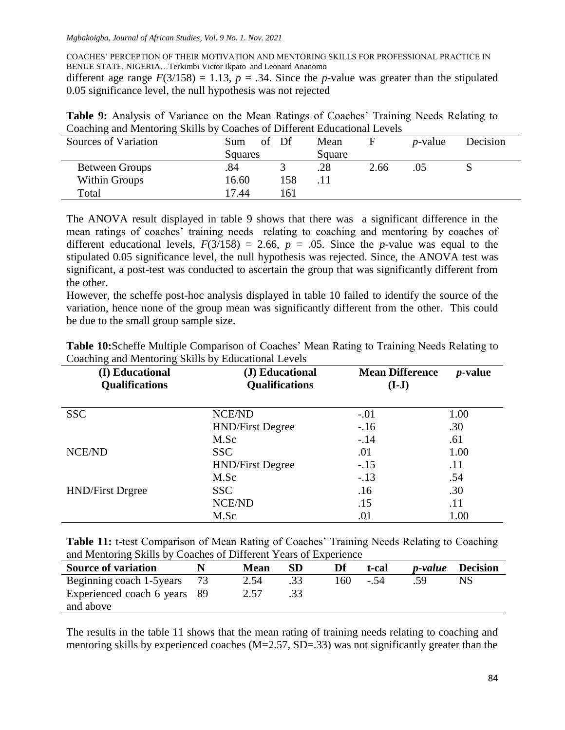different age range $F(3/158) = 1.13$, $p = .34$. Since the *p*-value was greater than the stipulated 0.05 significance level, the null hypothesis was not rejected

**Table 9:** Analysis of Variance on the Mean Ratings of Coaches' Training Needs Relating to Coaching and Mentoring Skills by Coaches of Different Educational Levels

| Sources of Variation | Sum of Squares | Df | Mean Square | F | *p*-value | Decision |
|---|---|---|---|---|---|---|
| Between Groups | .84 | 3 | .28 | 2.66 | .05 | S |
| Within Groups | 16.60 | 158 | .11 | | | |
| Total | 17.44 | 161 | | | | |

The ANOVA result displayed in table 9 shows that there was a significant difference in the mean ratings of coaches' training needs relating to coaching and mentoring by coaches of different educational levels, $F(3/158) = 2.66$, $p = .05$. Since the *p*-value was equal to the stipulated 0.05 significance level, the null hypothesis was rejected. Since, the ANOVA test was significant, a post-test was conducted to ascertain the group that was significantly different from the other.

However, the scheffe post-hoc analysis displayed in table 10 failed to identify the source of the variation, hence none of the group mean was significantly different from the other. This could be due to the small group sample size.

**Table 10:** Scheffe Multiple Comparison of Coaches' Mean Rating to Training Needs Relating to Coaching and Mentoring Skills by Educational Levels

| (I) Educational Qualifications | (J) Educational Qualifications | Mean Difference (I-J) | *p*-value |
|---|---|---|---|
| SSC | NCE/ND | -.01 | 1.00 |
| | HND/First Degree | -.16 | .30 |
| | M.Sc | -.14 | .61 |
| NCE/ND | SSC | .01 | 1.00 |
| | HND/First Degree | -.15 | .11 |
| | M.Sc | -.13 | .54 |
| HND/First Drgree | SSC | .16 | .30 |
| | NCE/ND | .15 | .11 |
| | M.Sc | .01 | 1.00 |

**Table 11:** t-test Comparison of Mean Rating of Coaches' Training Needs Relating to Coaching and Mentoring Skills by Coaches of Different Years of Experience

| Source of variation | N | Mean | SD | Df | t-cal | *p-value* | Decision |
|---|---|---|---|---|---|---|---|
| Beginning coach 1-5years | 73 | 2.54 | .33 | 160 | -.54 | .59 | NS |
| Experienced coach 6 years and above | 89 | 2.57 | .33 | | | | |

The results in the table 11 shows that the mean rating of training needs relating to coaching and mentoring skills by experienced coaches (M=2.57, SD=.33) was not significantly greater than the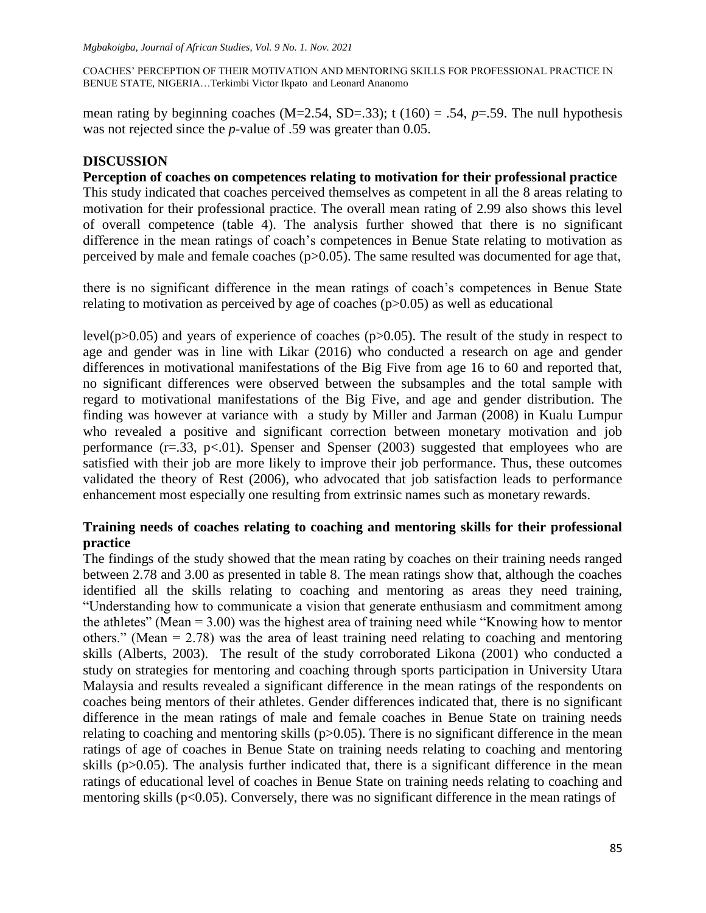mean rating by beginning coaches (M=2.54, SD=.33); t (160) = .54, *p*=.59. The null hypothesis was not rejected since the *p*-value of .59 was greater than 0.05.

## DISCUSSION

**Perception of coaches on competences relating to motivation for their professional practice**

This study indicated that coaches perceived themselves as competent in all the 8 areas relating to motivation for their professional practice. The overall mean rating of 2.99 also shows this level of overall competence (table 4). The analysis further showed that there is no significant difference in the mean ratings of coach's competences in Benue State relating to motivation as perceived by male and female coaches ($p>0.05$). The same resulted was documented for age that,

there is no significant difference in the mean ratings of coach's competences in Benue State relating to motivation as perceived by age of coaches ($p>0.05$) as well as educational

level($p>0.05$) and years of experience of coaches ($p>0.05$). The result of the study in respect to age and gender was in line with Likar (2016) who conducted a research on age and gender differences in motivational manifestations of the Big Five from age 16 to 60 and reported that, no significant differences were observed between the subsamples and the total sample with regard to motivational manifestations of the Big Five, and age and gender distribution. The finding was however at variance with a study by Miller and Jarman (2008) in Kualu Lumpur who revealed a positive and significant correction between monetary motivation and job performance ($r=.33$, $p<.01$). Spenser and Spenser (2003) suggested that employees who are satisfied with their job are more likely to improve their job performance. Thus, these outcomes validated the theory of Rest (2006), who advocated that job satisfaction leads to performance enhancement most especially one resulting from extrinsic names such as monetary rewards.

**Training needs of coaches relating to coaching and mentoring skills for their professional practice**

The findings of the study showed that the mean rating by coaches on their training needs ranged between 2.78 and 3.00 as presented in table 8. The mean ratings show that, although the coaches identified all the skills relating to coaching and mentoring as areas they need training, "Understanding how to communicate a vision that generate enthusiasm and commitment among the athletes" (Mean = 3.00) was the highest area of training need while "Knowing how to mentor others." (Mean = 2.78) was the area of least training need relating to coaching and mentoring skills (Alberts, 2003). The result of the study corroborated Likona (2001) who conducted a study on strategies for mentoring and coaching through sports participation in University Utara Malaysia and results revealed a significant difference in the mean ratings of the respondents on coaches being mentors of their athletes. Gender differences indicated that, there is no significant difference in the mean ratings of male and female coaches in Benue State on training needs relating to coaching and mentoring skills ($p>0.05$). There is no significant difference in the mean ratings of age of coaches in Benue State on training needs relating to coaching and mentoring skills ($p>0.05$). The analysis further indicated that, there is a significant difference in the mean ratings of educational level of coaches in Benue State on training needs relating to coaching and mentoring skills ($p<0.05$). Conversely, there was no significant difference in the mean ratings of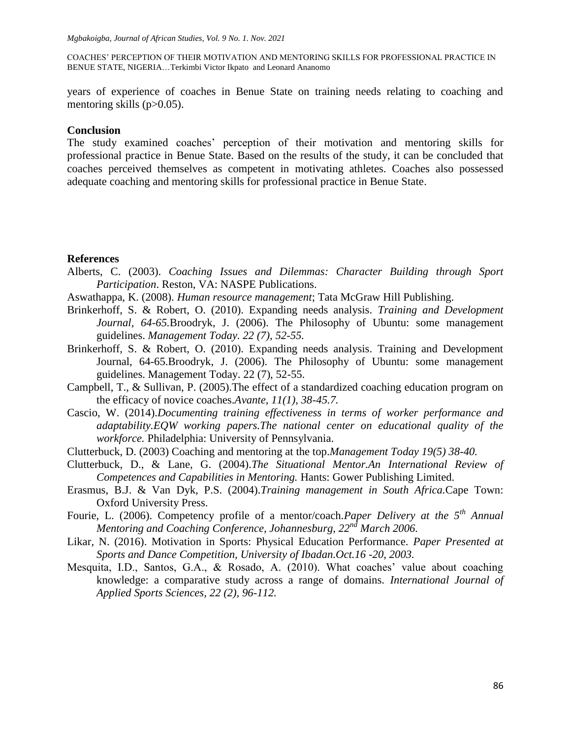years of experience of coaches in Benue State on training needs relating to coaching and mentoring skills ($p>0.05$).

## Conclusion

The study examined coaches' perception of their motivation and mentoring skills for professional practice in Benue State. Based on the results of the study, it can be concluded that coaches perceived themselves as competent in motivating athletes. Coaches also possessed adequate coaching and mentoring skills for professional practice in Benue State.

## References

Alberts, C. (2003). *Coaching Issues and Dilemmas: Character Building through Sport Participation*. Reston, VA: NASPE Publications.

Aswathappa, K. (2008). *Human resource management*; Tata McGraw Hill Publishing.

Brinkerhoff, S. & Robert, O. (2010). Expanding needs analysis. *Training and Development Journal, 64-65.*Broodryk, J. (2006). The Philosophy of Ubuntu: some management guidelines. *Management Today. 22 (7), 52-55.*

Brinkerhoff, S. & Robert, O. (2010). Expanding needs analysis. Training and Development Journal, 64-65.Broodryk, J. (2006). The Philosophy of Ubuntu: some management guidelines. Management Today. 22 (7), 52-55.

Campbell, T., & Sullivan, P. (2005).The effect of a standardized coaching education program on the efficacy of novice coaches.*Avante, 11(1), 38-45.7.*

Cascio, W. (2014).*Documenting training effectiveness in terms of worker performance and adaptability.EQW working papers.The national center on educational quality of the workforce.* Philadelphia: University of Pennsylvania.

Clutterbuck, D. (2003) Coaching and mentoring at the top.*Management Today 19(5) 38-40.*

Clutterbuck, D., & Lane, G. (2004).*The Situational Mentor.An International Review of Competences and Capabilities in Mentoring.* Hants: Gower Publishing Limited.

Erasmus, B.J. & Van Dyk, P.S. (2004).*Training management in South Africa.*Cape Town: Oxford University Press.

Fourie, L. (2006). Competency profile of a mentor/coach.*Paper Delivery at the 5th Annual Mentoring and Coaching Conference, Johannesburg, 22nd March 2006.*

Likar, N. (2016). Motivation in Sports: Physical Education Performance. *Paper Presented at Sports and Dance Competition, University of Ibadan.Oct.16 -20, 2003.*

Mesquita, I.D., Santos, G.A., & Rosado, A. (2010). What coaches' value about coaching knowledge: a comparative study across a range of domains. *International Journal of Applied Sports Sciences, 22 (2), 96-112.*